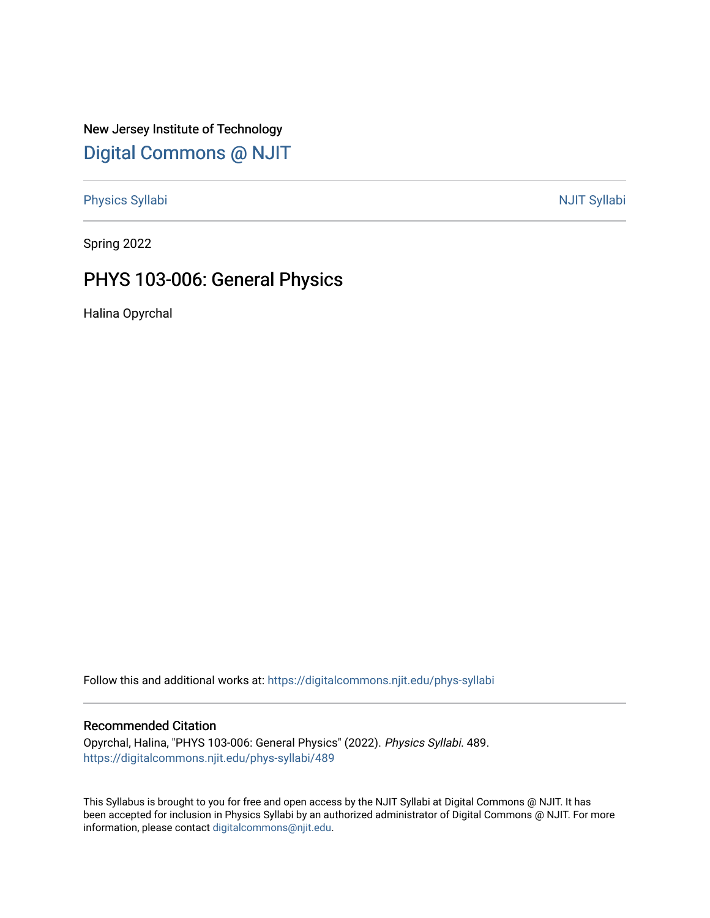New Jersey Institute of Technology

# Digital Commons @ NJIT

Physics Syllabi

NJIT Syllabi

Spring 2022

## PHYS 103-006: General Physics

Halina Opyrchal

Follow this and additional works at: https://digitalcommons.njit.edu/phys-syllabi

### Recommended Citation

Opyrchal, Halina, "PHYS 103-006: General Physics" (2022). *Physics Syllabi*. 489.
https://digitalcommons.njit.edu/phys-syllabi/489

This Syllabus is brought to you for free and open access by the NJIT Syllabi at Digital Commons @ NJIT. It has been accepted for inclusion in Physics Syllabi by an authorized administrator of Digital Commons @ NJIT. For more information, please contact digitalcommons@njit.edu.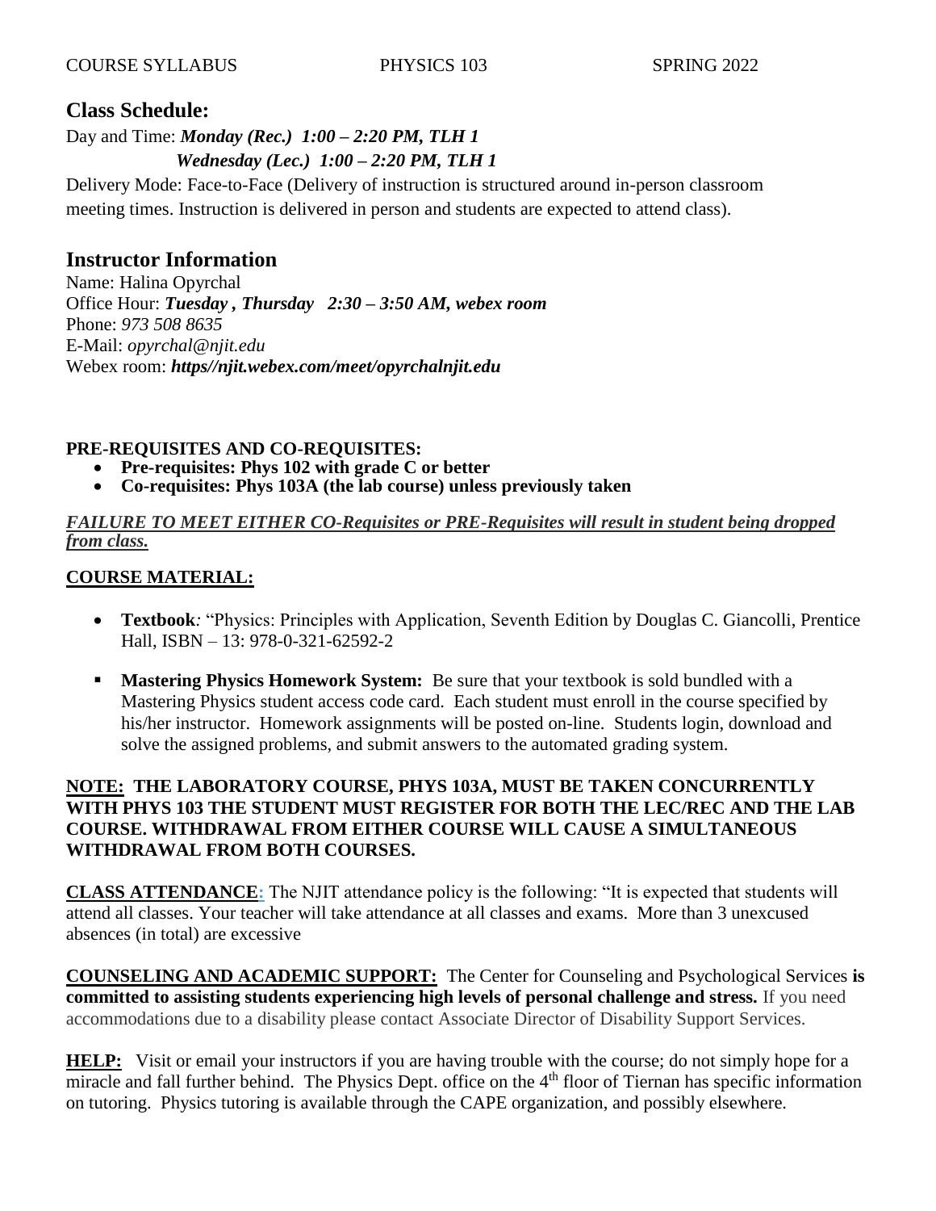COURSE SYLLABUS PHYSICS 103 SPRING 2022

## Class Schedule:

Day and Time: ***Monday (Rec.) 1:00 – 2:20 PM, TLH 1***
***Wednesday (Lec.) 1:00 – 2:20 PM, TLH 1***

Delivery Mode: Face-to-Face (Delivery of instruction is structured around in-person classroom meeting times. Instruction is delivered in person and students are expected to attend class).

## Instructor Information

Name: Halina Opyrchal
Office Hour: ***Tuesday , Thursday 2:30 – 3:50 AM, webex room***
Phone: *973 508 8635*
E-Mail: *opyrchal@njit.edu*
Webex room: ***https//njit.webex.com/meet/opyrchalnjit.edu***

**PRE-REQUISITES AND CO-REQUISITES:**

- **Pre-requisites: Phys 102 with grade C or better**
- **Co-requisites: Phys 103A (the lab course) unless previously taken**

***FAILURE TO MEET EITHER CO-Requisites or PRE-Requisites will result in student being dropped from class.***

**COURSE MATERIAL:**

- **Textbook***:* "Physics: Principles with Application, Seventh Edition by Douglas C. Giancolli, Prentice Hall, ISBN – 13: 978-0-321-62592-2
- **Mastering Physics Homework System:** Be sure that your textbook is sold bundled with a Mastering Physics student access code card. Each student must enroll in the course specified by his/her instructor. Homework assignments will be posted on-line. Students login, download and solve the assigned problems, and submit answers to the automated grading system.

**NOTE: THE LABORATORY COURSE, PHYS 103A, MUST BE TAKEN CONCURRENTLY WITH PHYS 103 THE STUDENT MUST REGISTER FOR BOTH THE LEC/REC AND THE LAB COURSE. WITHDRAWAL FROM EITHER COURSE WILL CAUSE A SIMULTANEOUS WITHDRAWAL FROM BOTH COURSES.**

**CLASS ATTENDANCE:** The NJIT attendance policy is the following: "It is expected that students will attend all classes. Your teacher will take attendance at all classes and exams. More than 3 unexcused absences (in total) are excessive

**COUNSELING AND ACADEMIC SUPPORT:** The Center for Counseling and Psychological Services **is committed to assisting students experiencing high levels of personal challenge and stress.** If you need accommodations due to a disability please contact Associate Director of Disability Support Services.

**HELP:** Visit or email your instructors if you are having trouble with the course; do not simply hope for a miracle and fall further behind. The Physics Dept. office on the 4th floor of Tiernan has specific information on tutoring. Physics tutoring is available through the CAPE organization, and possibly elsewhere.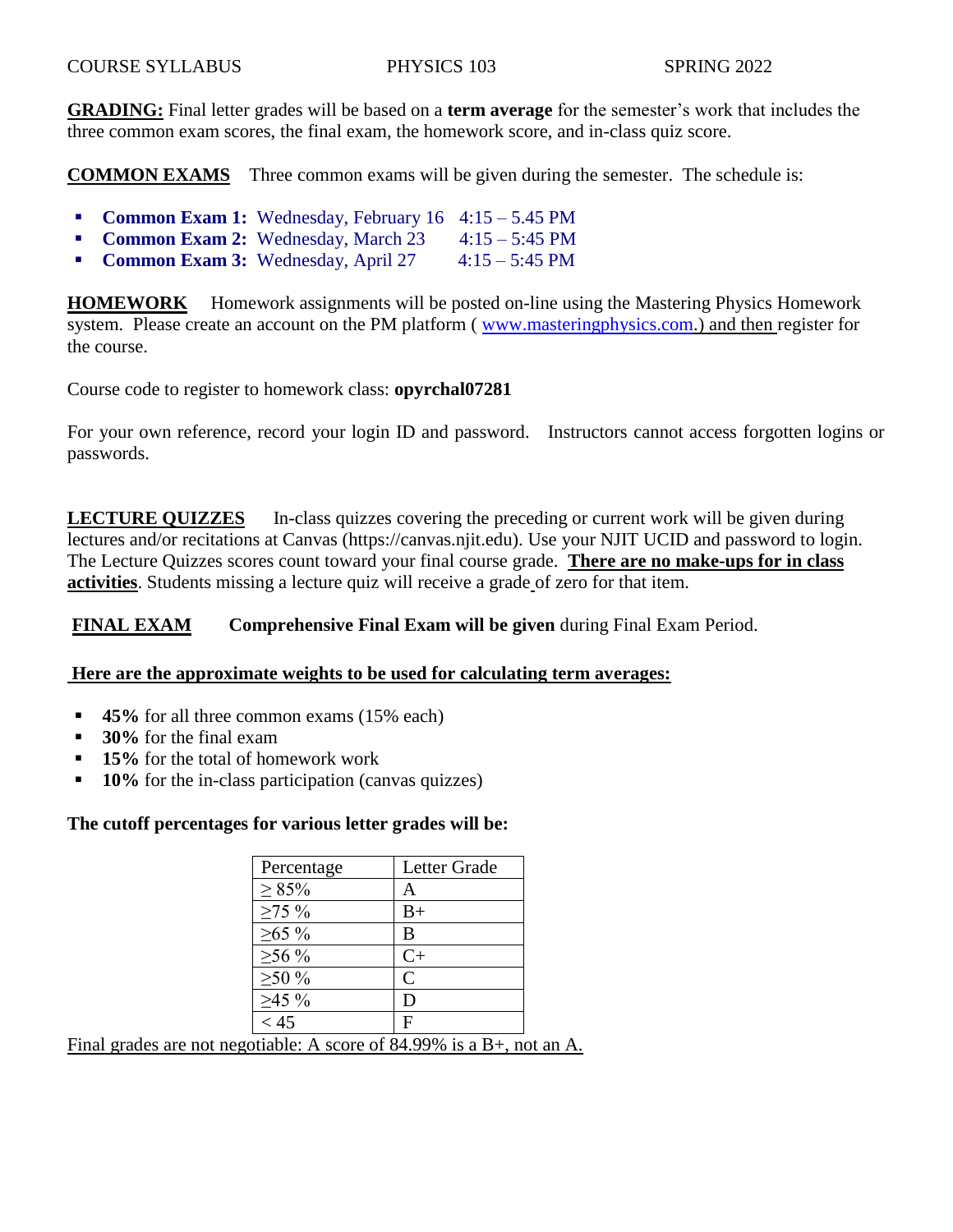COURSE SYLLABUS PHYSICS 103 SPRING 2022

**GRADING:** Final letter grades will be based on a **term average** for the semester's work that includes the three common exam scores, the final exam, the homework score, and in-class quiz score.

**COMMON EXAMS** Three common exams will be given during the semester. The schedule is:

- **Common Exam 1:** Wednesday, February 16 4:15 – 5.45 PM
- **Common Exam 2:** Wednesday, March 23 4:15 – 5:45 PM
- **Common Exam 3:** Wednesday, April 27 4:15 – 5:45 PM

**HOMEWORK** Homework assignments will be posted on-line using the Mastering Physics Homework system. Please create an account on the PM platform ( www.masteringphysics.com.) and then register for the course.

Course code to register to homework class: **opyrchal07281**

For your own reference, record your login ID and password. Instructors cannot access forgotten logins or passwords.

**LECTURE QUIZZES** In-class quizzes covering the preceding or current work will be given during lectures and/or recitations at Canvas (https://canvas.njit.edu). Use your NJIT UCID and password to login. The Lecture Quizzes scores count toward your final course grade. **There are no make-ups for in class activities**. Students missing a lecture quiz will receive a grade of zero for that item.

**FINAL EXAM** **Comprehensive Final Exam will be given** during Final Exam Period.

**Here are the approximate weights to be used for calculating term averages:**

- **45%** for all three common exams (15% each)
- **30%** for the final exam
- **15%** for the total of homework work
- **10%** for the in-class participation (canvas quizzes)

**The cutoff percentages for various letter grades will be:**

| Percentage | Letter Grade |
|---|---|
| ≥ 85% | A |
| ≥75 % | B+ |
| ≥65 % | B |
| ≥56 % | C+ |
| ≥50 % | C |
| ≥45 % | D |
| < 45 | F |

Final grades are not negotiable: A score of 84.99% is a B+, not an A.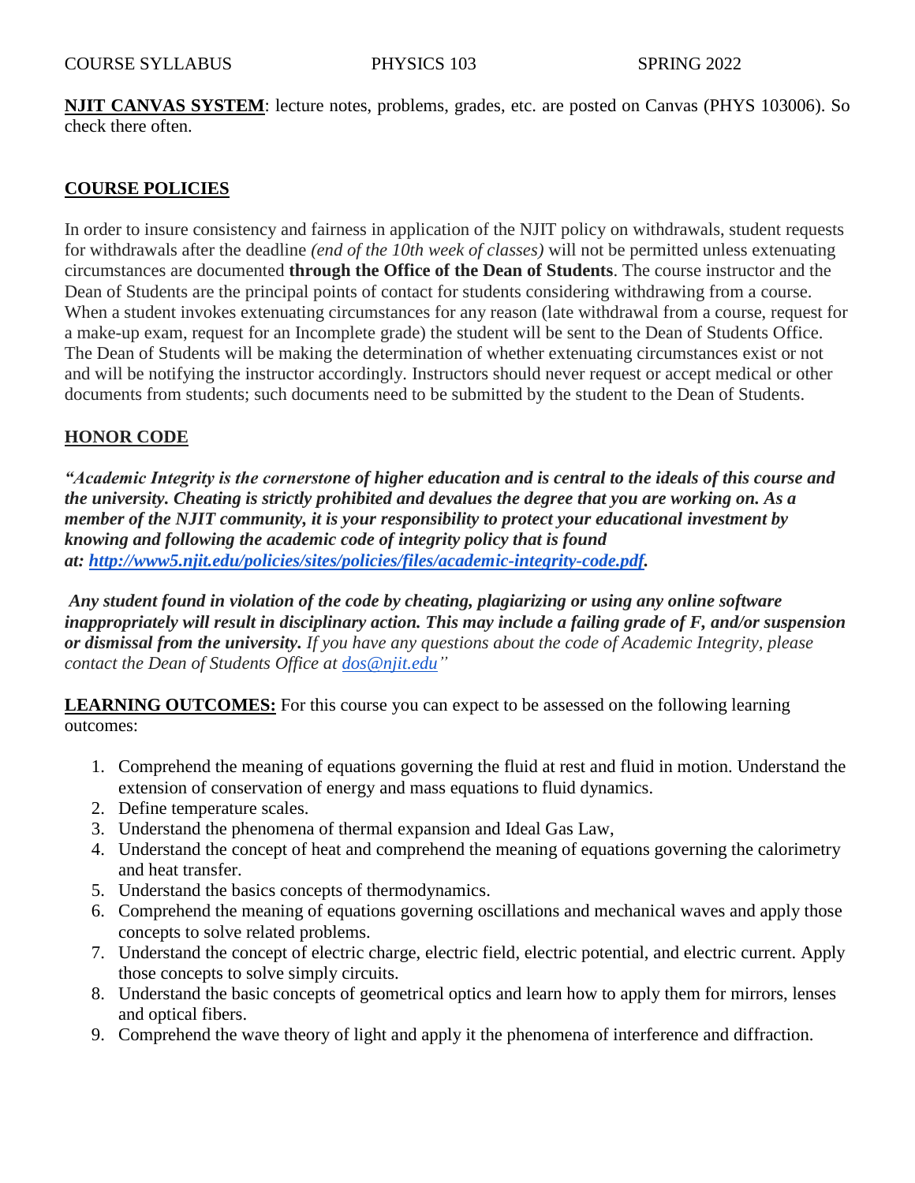COURSE SYLLABUS PHYSICS 103 SPRING 2022

**NJIT CANVAS SYSTEM**: lecture notes, problems, grades, etc. are posted on Canvas (PHYS 103006). So check there often.

## COURSE POLICIES

In order to insure consistency and fairness in application of the NJIT policy on withdrawals, student requests for withdrawals after the deadline *(end of the 10th week of classes)* will not be permitted unless extenuating circumstances are documented **through the Office of the Dean of Students**. The course instructor and the Dean of Students are the principal points of contact for students considering withdrawing from a course. When a student invokes extenuating circumstances for any reason (late withdrawal from a course, request for a make-up exam, request for an Incomplete grade) the student will be sent to the Dean of Students Office. The Dean of Students will be making the determination of whether extenuating circumstances exist or not and will be notifying the instructor accordingly. Instructors should never request or accept medical or other documents from students; such documents need to be submitted by the student to the Dean of Students.

## HONOR CODE

***"Academic Integrity is the cornerstone of higher education and is central to the ideals of this course and the university. Cheating is strictly prohibited and devalues the degree that you are working on. As a member of the NJIT community, it is your responsibility to protect your educational investment by knowing and following the academic code of integrity policy that is found at: [http://www5.njit.edu/policies/sites/policies/files/academic-integrity-code.pdf](http://www5.njit.edu/policies/sites/policies/files/academic-integrity-code.pdf).***

***Any student found in violation of the code by cheating, plagiarizing or using any online software inappropriately will result in disciplinary action. This may include a failing grade of F, and/or suspension or dismissal from the university.*** *If you have any questions about the code of Academic Integrity, please contact the Dean of Students Office at [dos@njit.edu](mailto:dos@njit.edu)"*

**LEARNING OUTCOMES:** For this course you can expect to be assessed on the following learning outcomes:

1. Comprehend the meaning of equations governing the fluid at rest and fluid in motion. Understand the extension of conservation of energy and mass equations to fluid dynamics.
2. Define temperature scales.
3. Understand the phenomena of thermal expansion and Ideal Gas Law,
4. Understand the concept of heat and comprehend the meaning of equations governing the calorimetry and heat transfer.
5. Understand the basics concepts of thermodynamics.
6. Comprehend the meaning of equations governing oscillations and mechanical waves and apply those concepts to solve related problems.
7. Understand the concept of electric charge, electric field, electric potential, and electric current. Apply those concepts to solve simply circuits.
8. Understand the basic concepts of geometrical optics and learn how to apply them for mirrors, lenses and optical fibers.
9. Comprehend the wave theory of light and apply it the phenomena of interference and diffraction.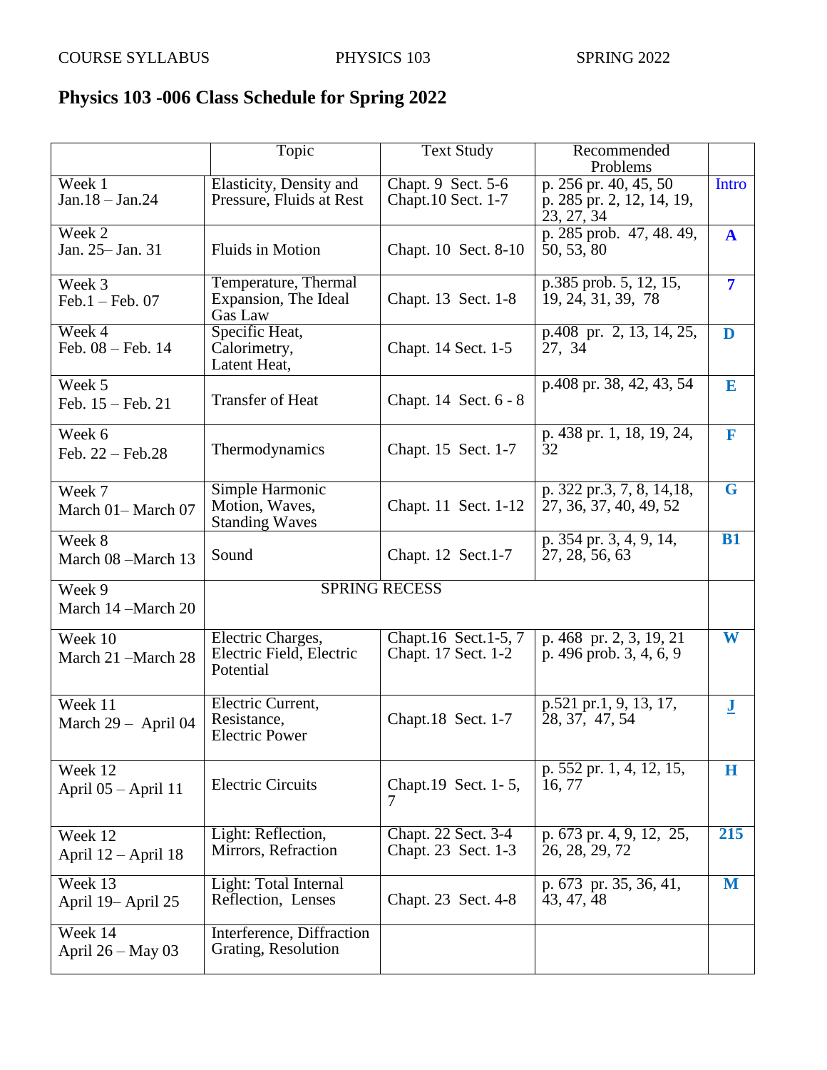# Physics 103 -006 Class Schedule for Spring 2022

| | Topic | Text Study | Recommended Problems | |
|---|---|---|---|---|
| Week 1 Jan.18 – Jan.24 | Elasticity, Density and Pressure, Fluids at Rest | Chapt. 9 Sect. 5-6 Chapt.10 Sect. 1-7 | p. 256 pr. 40, 45, 50 p. 285 pr. 2, 12, 14, 19, 23, 27, 34 | Intro |
| Week 2 Jan. 25– Jan. 31 | Fluids in Motion | Chapt. 10 Sect. 8-10 | p. 285 prob. 47, 48. 49, 50, 53, 80 | **A** |
| Week 3 Feb.1 – Feb. 07 | Temperature, Thermal Expansion, The Ideal Gas Law | Chapt. 13 Sect. 1-8 | p.385 prob. 5, 12, 15, 19, 24, 31, 39, 78 | **7** |
| Week 4 Feb. 08 – Feb. 14 | Specific Heat, Calorimetry, Latent Heat, | Chapt. 14 Sect. 1-5 | p.408 pr. 2, 13, 14, 25, 27, 34 | **D** |
| Week 5 Feb. 15 – Feb. 21 | Transfer of Heat | Chapt. 14 Sect. 6 - 8 | p.408 pr. 38, 42, 43, 54 | **E** |
| Week 6 Feb. 22 – Feb.28 | Thermodynamics | Chapt. 15 Sect. 1-7 | p. 438 pr. 1, 18, 19, 24, 32 | **F** |
| Week 7 March 01– March 07 | Simple Harmonic Motion, Waves, Standing Waves | Chapt. 11 Sect. 1-12 | p. 322 pr.3, 7, 8, 14,18, 27, 36, 37, 40, 49, 52 | **G** |
| Week 8 March 08 –March 13 | Sound | Chapt. 12 Sect.1-7 | p. 354 pr. 3, 4, 9, 14, 27, 28, 56, 63 | **B1** |
| Week 9 March 14 –March 20 | SPRING RECESS | | | |
| Week 10 March 21 –March 28 | Electric Charges, Electric Field, Electric Potential | Chapt.16 Sect.1-5, 7 Chapt. 17 Sect. 1-2 | p. 468 pr. 2, 3, 19, 21 p. 496 prob. 3, 4, 6, 9 | **W** |
| Week 11 March 29 – April 04 | Electric Current, Resistance, Electric Power | Chapt.18 Sect. 1-7 | p.521 pr.1, 9, 13, 17, 28, 37, 47, 54 | **J** |
| Week 12 April 05 – April 11 | Electric Circuits | Chapt.19 Sect. 1- 5, 7 | p. 552 pr. 1, 4, 12, 15, 16, 77 | **H** |
| Week 12 April 12 – April 18 | Light: Reflection, Mirrors, Refraction | Chapt. 22 Sect. 3-4 Chapt. 23 Sect. 1-3 | p. 673 pr. 4, 9, 12, 25, 26, 28, 29, 72 | **215** |
| Week 13 April 19– April 25 | Light: Total Internal Reflection, Lenses | Chapt. 23 Sect. 4-8 | p. 673 pr. 35, 36, 41, 43, 47, 48 | **M** |
| Week 14 April 26 – May 03 | Interference, Diffraction Grating, Resolution | | | |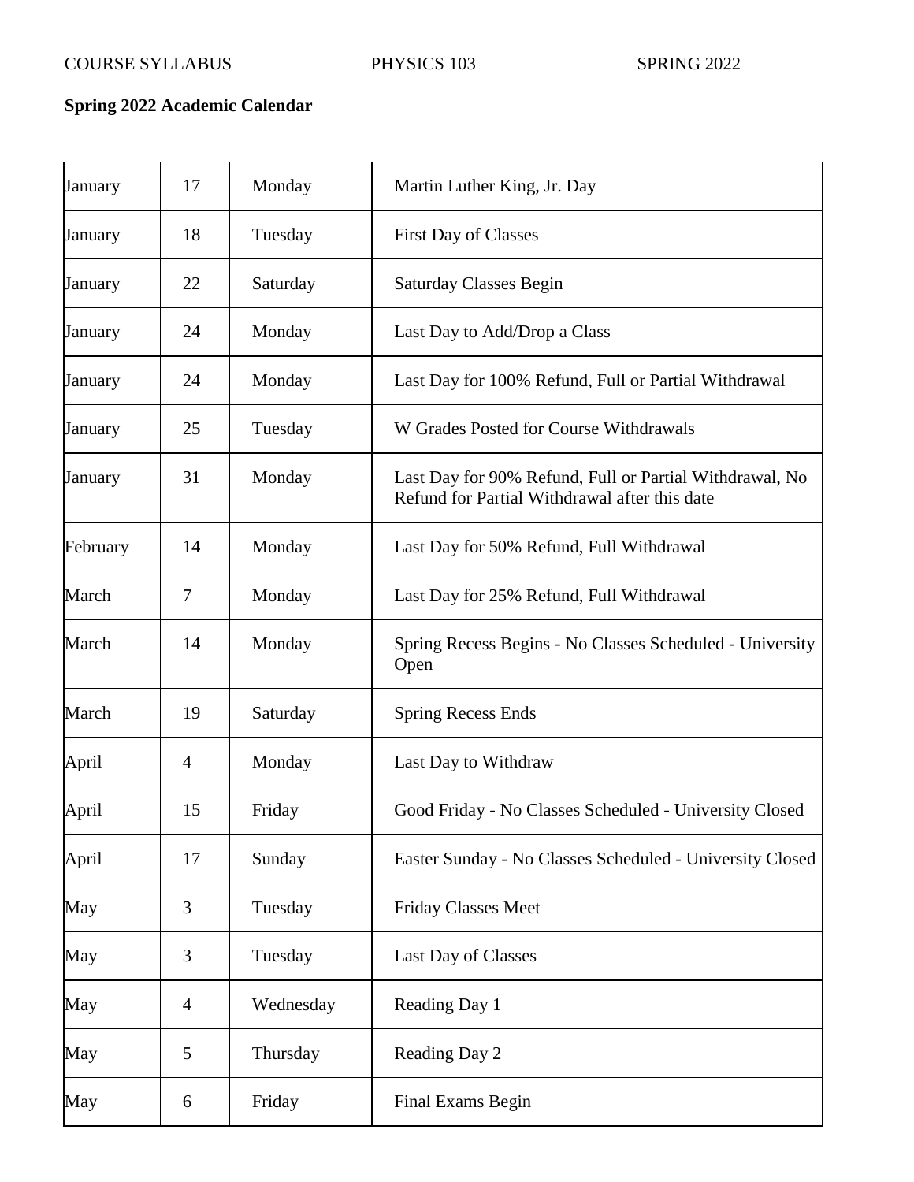**Spring 2022 Academic Calendar**

| | | | |
|---|---|---|---|
| January | 17 | Monday | Martin Luther King, Jr. Day |
| January | 18 | Tuesday | First Day of Classes |
| January | 22 | Saturday | Saturday Classes Begin |
| January | 24 | Monday | Last Day to Add/Drop a Class |
| January | 24 | Monday | Last Day for 100% Refund, Full or Partial Withdrawal |
| January | 25 | Tuesday | W Grades Posted for Course Withdrawals |
| January | 31 | Monday | Last Day for 90% Refund, Full or Partial Withdrawal, No Refund for Partial Withdrawal after this date |
| February | 14 | Monday | Last Day for 50% Refund, Full Withdrawal |
| March | 7 | Monday | Last Day for 25% Refund, Full Withdrawal |
| March | 14 | Monday | Spring Recess Begins - No Classes Scheduled - University Open |
| March | 19 | Saturday | Spring Recess Ends |
| April | 4 | Monday | Last Day to Withdraw |
| April | 15 | Friday | Good Friday - No Classes Scheduled - University Closed |
| April | 17 | Sunday | Easter Sunday - No Classes Scheduled - University Closed |
| May | 3 | Tuesday | Friday Classes Meet |
| May | 3 | Tuesday | Last Day of Classes |
| May | 4 | Wednesday | Reading Day 1 |
| May | 5 | Thursday | Reading Day 2 |
| May | 6 | Friday | Final Exams Begin |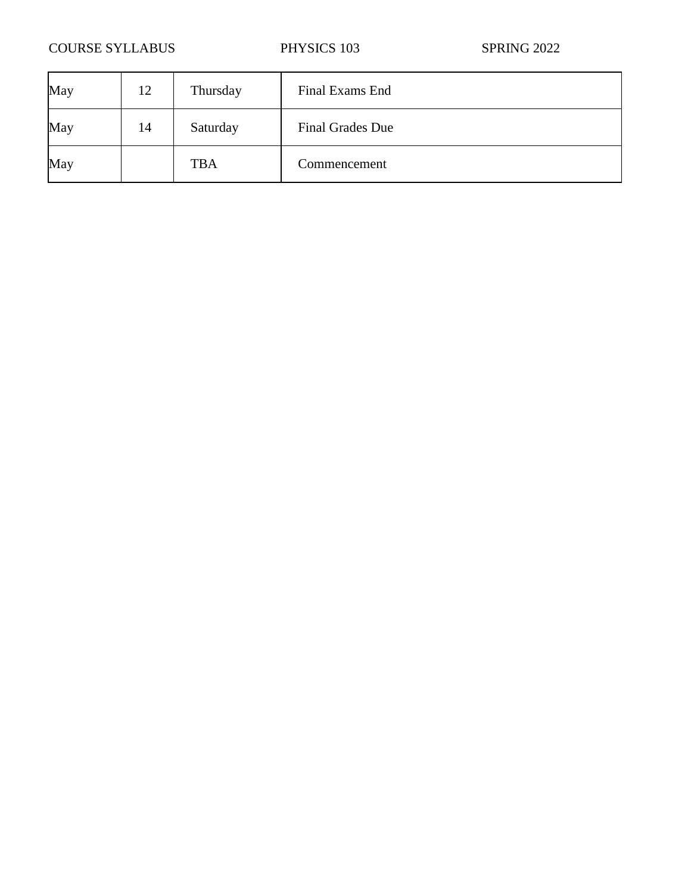| | | | |
|---|---|---|---|
| May | 12 | Thursday | Final Exams End |
| May | 14 | Saturday | Final Grades Due |
| May | | TBA | Commencement |